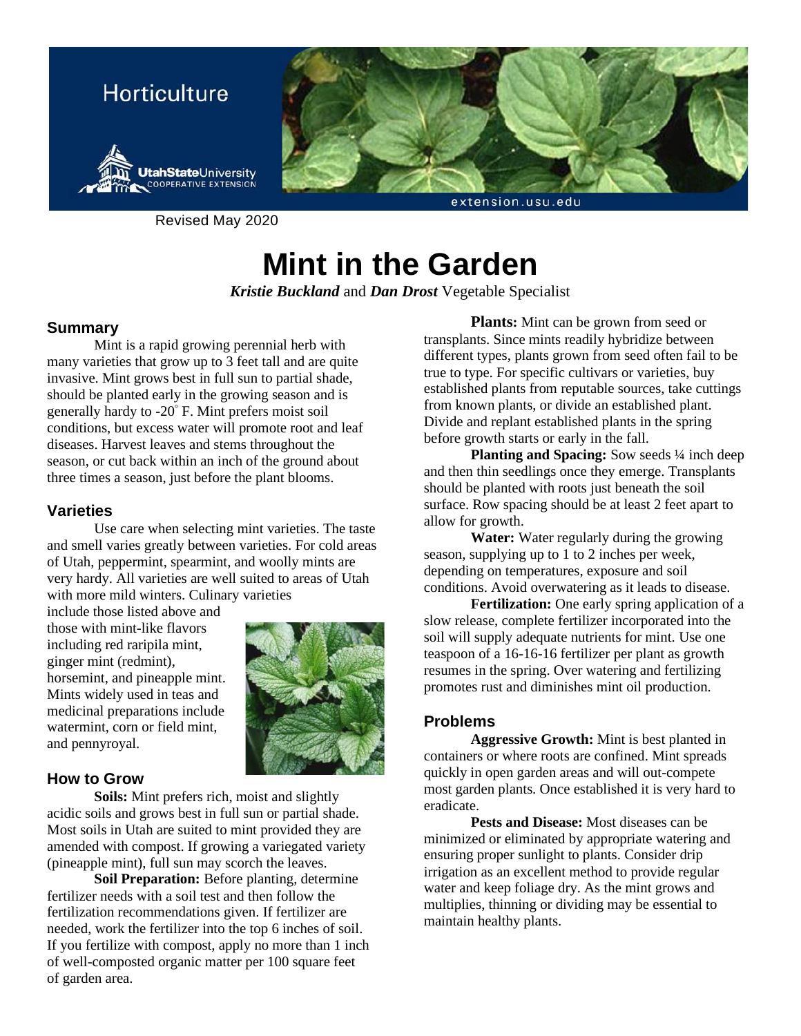Horticulture

Utah State University Cooperative Extension

extension.usu.edu

Revised May 2020

# Mint in the Garden

***Kristie Buckland*** and ***Dan Drost*** Vegetable Specialist

## Summary

Mint is a rapid growing perennial herb with many varieties that grow up to 3 feet tall and are quite invasive. Mint grows best in full sun to partial shade, should be planted early in the growing season and is generally hardy to -20° F. Mint prefers moist soil conditions, but excess water will promote root and leaf diseases. Harvest leaves and stems throughout the season, or cut back within an inch of the ground about three times a season, just before the plant blooms.

## Varieties

Use care when selecting mint varieties. The taste and smell varies greatly between varieties. For cold areas of Utah, peppermint, spearmint, and woolly mints are very hardy. All varieties are well suited to areas of Utah with more mild winters. Culinary varieties include those listed above and those with mint-like flavors including red raripila mint, ginger mint (redmint), horsemint, and pineapple mint. Mints widely used in teas and medicinal preparations include watermint, corn or field mint, and pennyroyal.

## How to Grow

**Soils:** Mint prefers rich, moist and slightly acidic soils and grows best in full sun or partial shade. Most soils in Utah are suited to mint provided they are amended with compost. If growing a variegated variety (pineapple mint), full sun may scorch the leaves.

**Soil Preparation:** Before planting, determine fertilizer needs with a soil test and then follow the fertilization recommendations given. If fertilizer are needed, work the fertilizer into the top 6 inches of soil. If you fertilize with compost, apply no more than 1 inch of well-composted organic matter per 100 square feet of garden area.

**Plants:** Mint can be grown from seed or transplants. Since mints readily hybridize between different types, plants grown from seed often fail to be true to type. For specific cultivars or varieties, buy established plants from reputable sources, take cuttings from known plants, or divide an established plant. Divide and replant established plants in the spring before growth starts or early in the fall.

**Planting and Spacing:** Sow seeds ¼ inch deep and then thin seedlings once they emerge. Transplants should be planted with roots just beneath the soil surface. Row spacing should be at least 2 feet apart to allow for growth.

**Water:** Water regularly during the growing season, supplying up to 1 to 2 inches per week, depending on temperatures, exposure and soil conditions. Avoid overwatering as it leads to disease.

**Fertilization:** One early spring application of a slow release, complete fertilizer incorporated into the soil will supply adequate nutrients for mint. Use one teaspoon of a 16-16-16 fertilizer per plant as growth resumes in the spring. Over watering and fertilizing promotes rust and diminishes mint oil production.

## Problems

**Aggressive Growth:** Mint is best planted in containers or where roots are confined. Mint spreads quickly in open garden areas and will out-compete most garden plants. Once established it is very hard to eradicate.

**Pests and Disease:** Most diseases can be minimized or eliminated by appropriate watering and ensuring proper sunlight to plants. Consider drip irrigation as an excellent method to provide regular water and keep foliage dry. As the mint grows and multiplies, thinning or dividing may be essential to maintain healthy plants.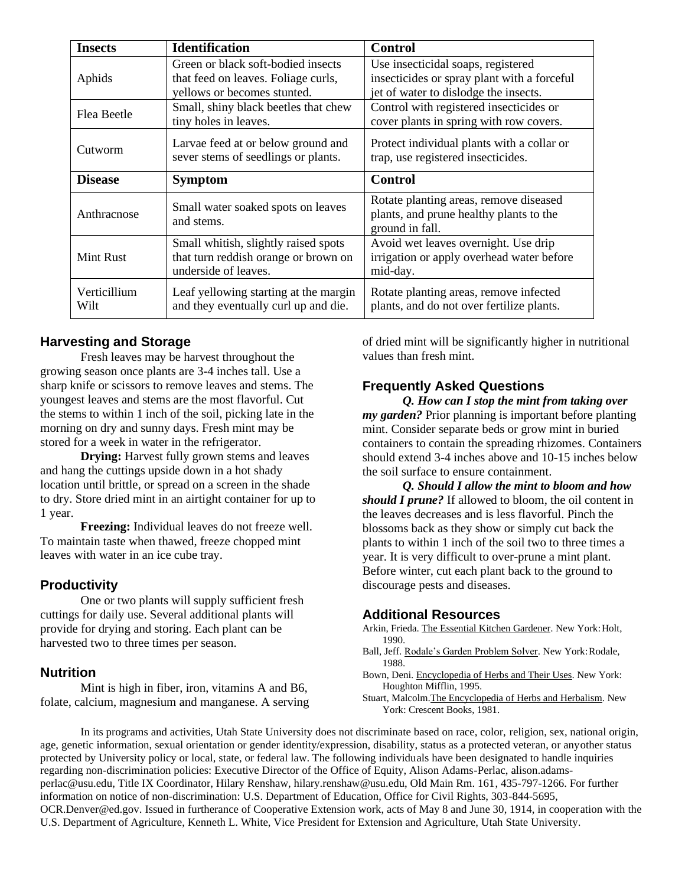| Insects | Identification | Control |
| --- | --- | --- |
| Aphids | Green or black soft-bodied insects that feed on leaves. Foliage curls, yellows or becomes stunted. | Use insecticidal soaps, registered insecticides or spray plant with a forceful jet of water to dislodge the insects. |
| Flea Beetle | Small, shiny black beetles that chew tiny holes in leaves. | Control with registered insecticides or cover plants in spring with row covers. |
| Cutworm | Larvae feed at or below ground and sever stems of seedlings or plants. | Protect individual plants with a collar or trap, use registered insecticides. |
| **Disease** | **Symptom** | **Control** |
| Anthracnose | Small water soaked spots on leaves and stems. | Rotate planting areas, remove diseased plants, and prune healthy plants to the ground in fall. |
| Mint Rust | Small whitish, slightly raised spots that turn reddish orange or brown on underside of leaves. | Avoid wet leaves overnight. Use drip irrigation or apply overhead water before mid-day. |
| Verticillium Wilt | Leaf yellowing starting at the margin and they eventually curl up and die. | Rotate planting areas, remove infected plants, and do not over fertilize plants. |

## Harvesting and Storage

Fresh leaves may be harvest throughout the growing season once plants are 3-4 inches tall. Use a sharp knife or scissors to remove leaves and stems. The youngest leaves and stems are the most flavorful. Cut the stems to within 1 inch of the soil, picking late in the morning on dry and sunny days. Fresh mint may be stored for a week in water in the refrigerator.

**Drying:** Harvest fully grown stems and leaves and hang the cuttings upside down in a hot shady location until brittle, or spread on a screen in the shade to dry. Store dried mint in an airtight container for up to 1 year.

**Freezing:** Individual leaves do not freeze well. To maintain taste when thawed, freeze chopped mint leaves with water in an ice cube tray.

## Productivity

One or two plants will supply sufficient fresh cuttings for daily use. Several additional plants will provide for drying and storing. Each plant can be harvested two to three times per season.

## Nutrition

Mint is high in fiber, iron, vitamins A and B6, folate, calcium, magnesium and manganese. A serving of dried mint will be significantly higher in nutritional values than fresh mint.

## Frequently Asked Questions

***Q. How can I stop the mint from taking over my garden?*** Prior planning is important before planting mint. Consider separate beds or grow mint in buried containers to contain the spreading rhizomes. Containers should extend 3-4 inches above and 10-15 inches below the soil surface to ensure containment.

***Q. Should I allow the mint to bloom and how should I prune?*** If allowed to bloom, the oil content in the leaves decreases and is less flavorful. Pinch the blossoms back as they show or simply cut back the plants to within 1 inch of the soil two to three times a year. It is very difficult to over-prune a mint plant. Before winter, cut each plant back to the ground to discourage pests and diseases.

## Additional Resources

Arkin, Frieda. The Essential Kitchen Gardener. New York: Holt, 1990.

Ball, Jeff. Rodale's Garden Problem Solver. New York: Rodale, 1988.

Bown, Deni. Encyclopedia of Herbs and Their Uses. New York: Houghton Mifflin, 1995.

Stuart, Malcolm. The Encyclopedia of Herbs and Herbalism. New York: Crescent Books, 1981.

In its programs and activities, Utah State University does not discriminate based on race, color, religion, sex, national origin, age, genetic information, sexual orientation or gender identity/expression, disability, status as a protected veteran, or any other status protected by University policy or local, state, or federal law. The following individuals have been designated to handle inquiries regarding non-discrimination policies: Executive Director of the Office of Equity, Alison Adams-Perlac, alison.adams-perlac@usu.edu, Title IX Coordinator, Hilary Renshaw, hilary.renshaw@usu.edu, Old Main Rm. 161, 435-797-1266. For further information on notice of non-discrimination: U.S. Department of Education, Office for Civil Rights, 303-844-5695, OCR.Denver@ed.gov. Issued in furtherance of Cooperative Extension work, acts of May 8 and June 30, 1914, in cooperation with the U.S. Department of Agriculture, Kenneth L. White, Vice President for Extension and Agriculture, Utah State University.